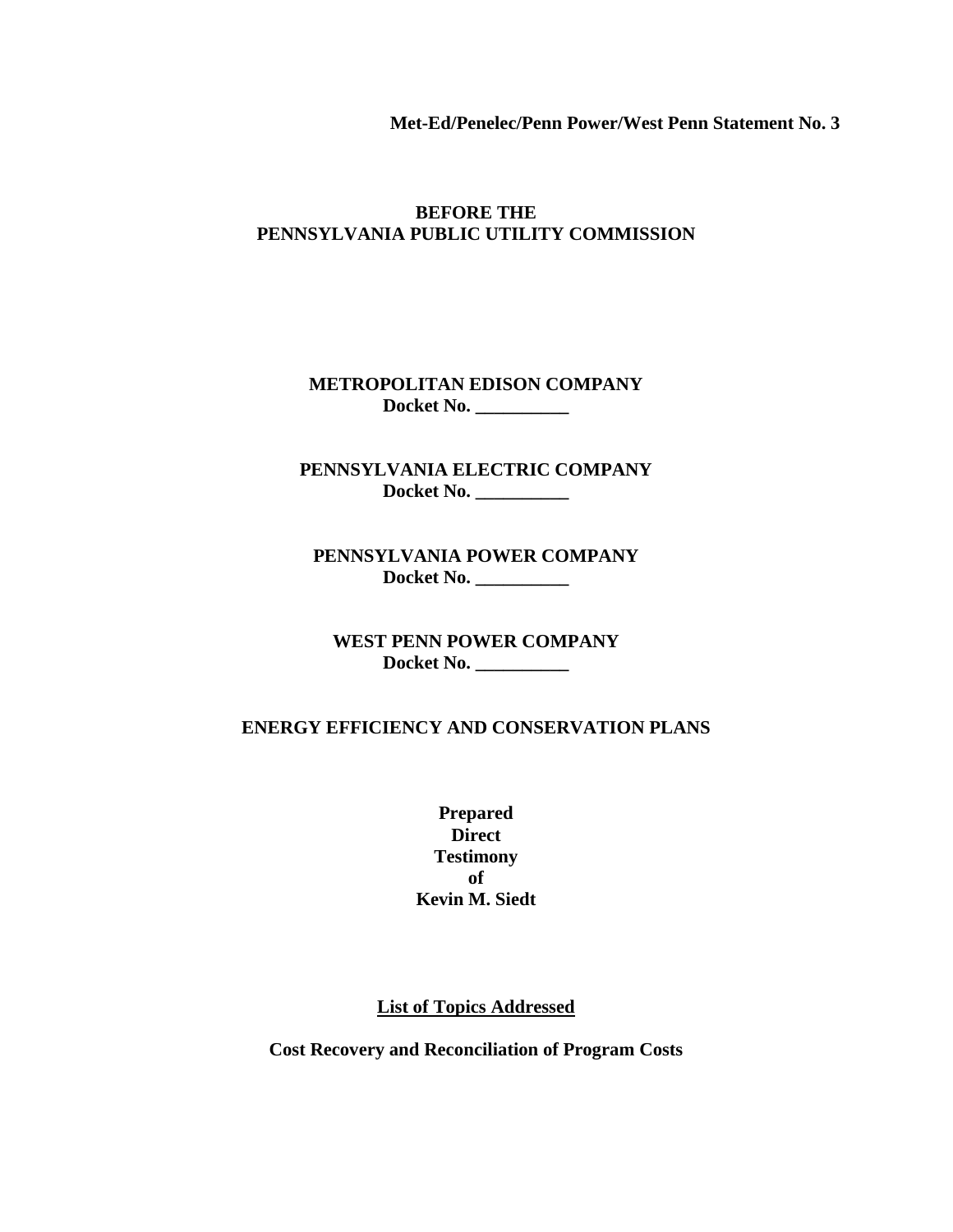**Met-Ed/Penelec/Penn Power/West Penn Statement No. 3**

**BEFORE THE**
**PENNSYLVANIA PUBLIC UTILITY COMMISSION**

**METROPOLITAN EDISON COMPANY**
**Docket No. __________**

**PENNSYLVANIA ELECTRIC COMPANY**
**Docket No. __________**

**PENNSYLVANIA POWER COMPANY**
**Docket No. __________**

**WEST PENN POWER COMPANY**
**Docket No. __________**

**ENERGY EFFICIENCY AND CONSERVATION PLANS**

**Prepared**
**Direct**
**Testimony**
**of**
**Kevin M. Siedt**

**List of Topics Addressed**

**Cost Recovery and Reconciliation of Program Costs**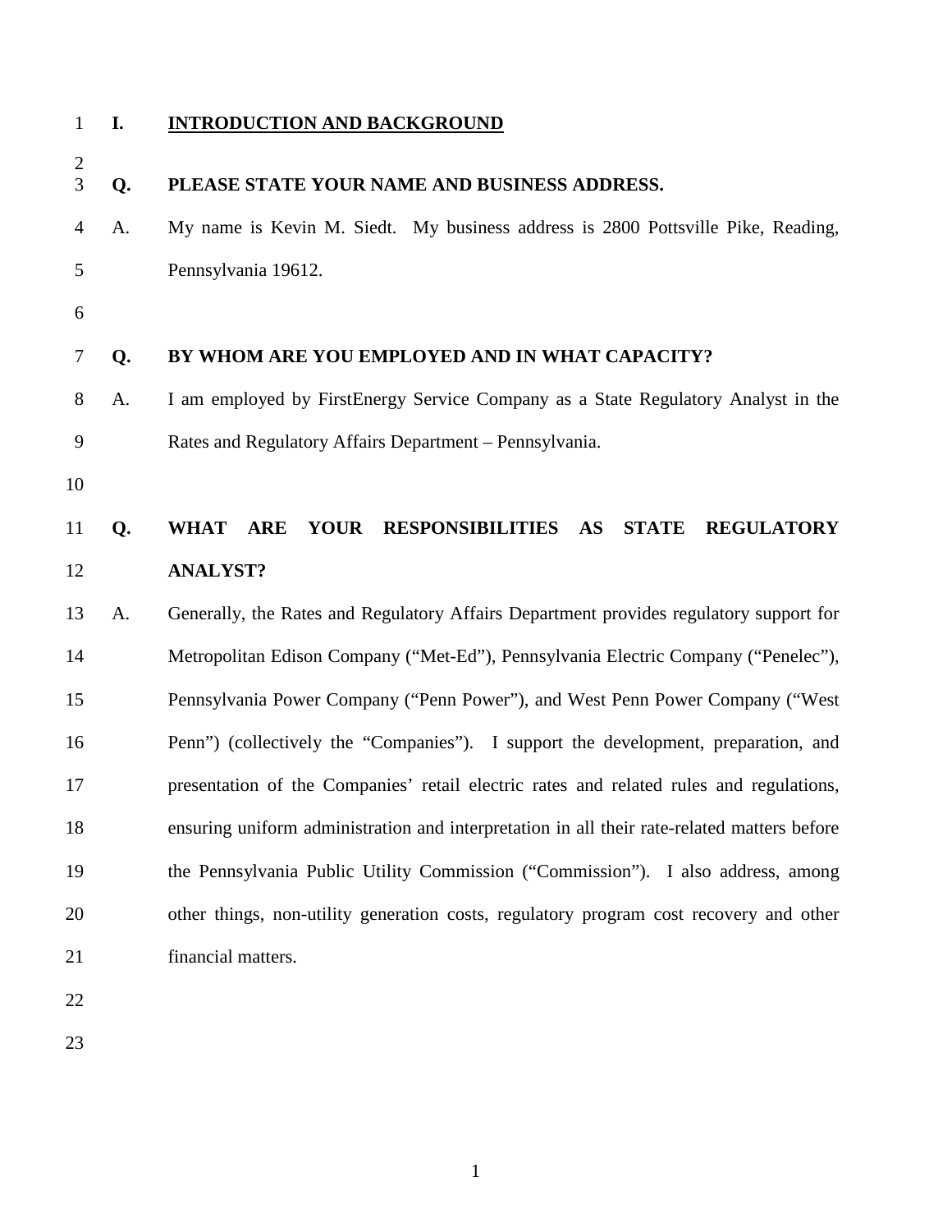## I. INTRODUCTION AND BACKGROUND

**Q. PLEASE STATE YOUR NAME AND BUSINESS ADDRESS.**

A. My name is Kevin M. Siedt. My business address is 2800 Pottsville Pike, Reading, Pennsylvania 19612.

**Q. BY WHOM ARE YOU EMPLOYED AND IN WHAT CAPACITY?**

A. I am employed by FirstEnergy Service Company as a State Regulatory Analyst in the Rates and Regulatory Affairs Department – Pennsylvania.

**Q. WHAT ARE YOUR RESPONSIBILITIES AS STATE REGULATORY ANALYST?**

A. Generally, the Rates and Regulatory Affairs Department provides regulatory support for Metropolitan Edison Company ("Met-Ed"), Pennsylvania Electric Company ("Penelec"), Pennsylvania Power Company ("Penn Power"), and West Penn Power Company ("West Penn") (collectively the "Companies"). I support the development, preparation, and presentation of the Companies' retail electric rates and related rules and regulations, ensuring uniform administration and interpretation in all their rate-related matters before the Pennsylvania Public Utility Commission ("Commission"). I also address, among other things, non-utility generation costs, regulatory program cost recovery and other financial matters.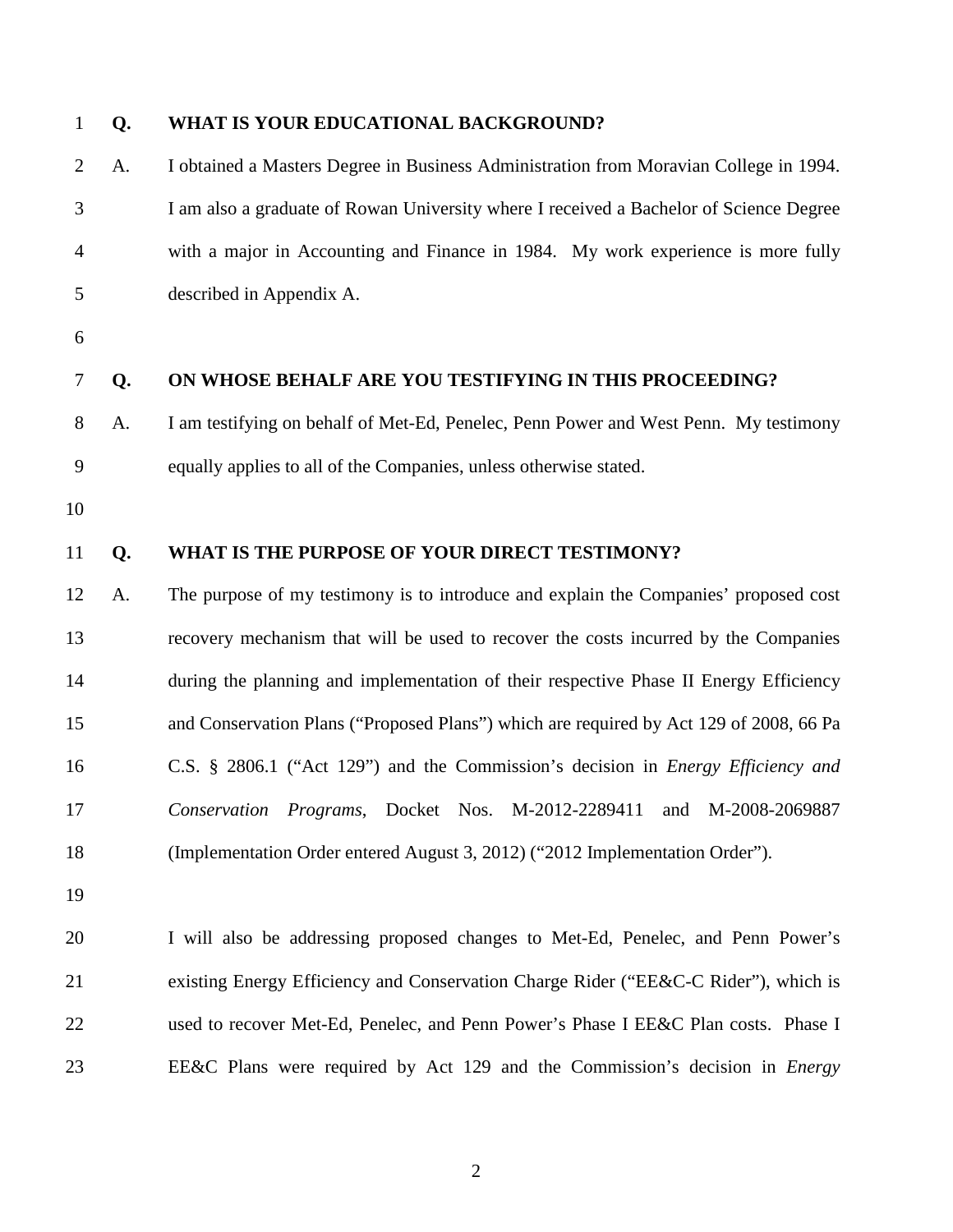**Q. WHAT IS YOUR EDUCATIONAL BACKGROUND?**

A. I obtained a Masters Degree in Business Administration from Moravian College in 1994. I am also a graduate of Rowan University where I received a Bachelor of Science Degree with a major in Accounting and Finance in 1984. My work experience is more fully described in Appendix A.

**Q. ON WHOSE BEHALF ARE YOU TESTIFYING IN THIS PROCEEDING?**

A. I am testifying on behalf of Met-Ed, Penelec, Penn Power and West Penn. My testimony equally applies to all of the Companies, unless otherwise stated.

**Q. WHAT IS THE PURPOSE OF YOUR DIRECT TESTIMONY?**

A. The purpose of my testimony is to introduce and explain the Companies' proposed cost recovery mechanism that will be used to recover the costs incurred by the Companies during the planning and implementation of their respective Phase II Energy Efficiency and Conservation Plans ("Proposed Plans") which are required by Act 129 of 2008, 66 Pa C.S. § 2806.1 ("Act 129") and the Commission's decision in *Energy Efficiency and Conservation Programs*, Docket Nos. M-2012-2289411 and M-2008-2069887 (Implementation Order entered August 3, 2012) ("2012 Implementation Order").

I will also be addressing proposed changes to Met-Ed, Penelec, and Penn Power's existing Energy Efficiency and Conservation Charge Rider ("EE&C-C Rider"), which is used to recover Met-Ed, Penelec, and Penn Power's Phase I EE&C Plan costs. Phase I EE&C Plans were required by Act 129 and the Commission's decision in *Energy*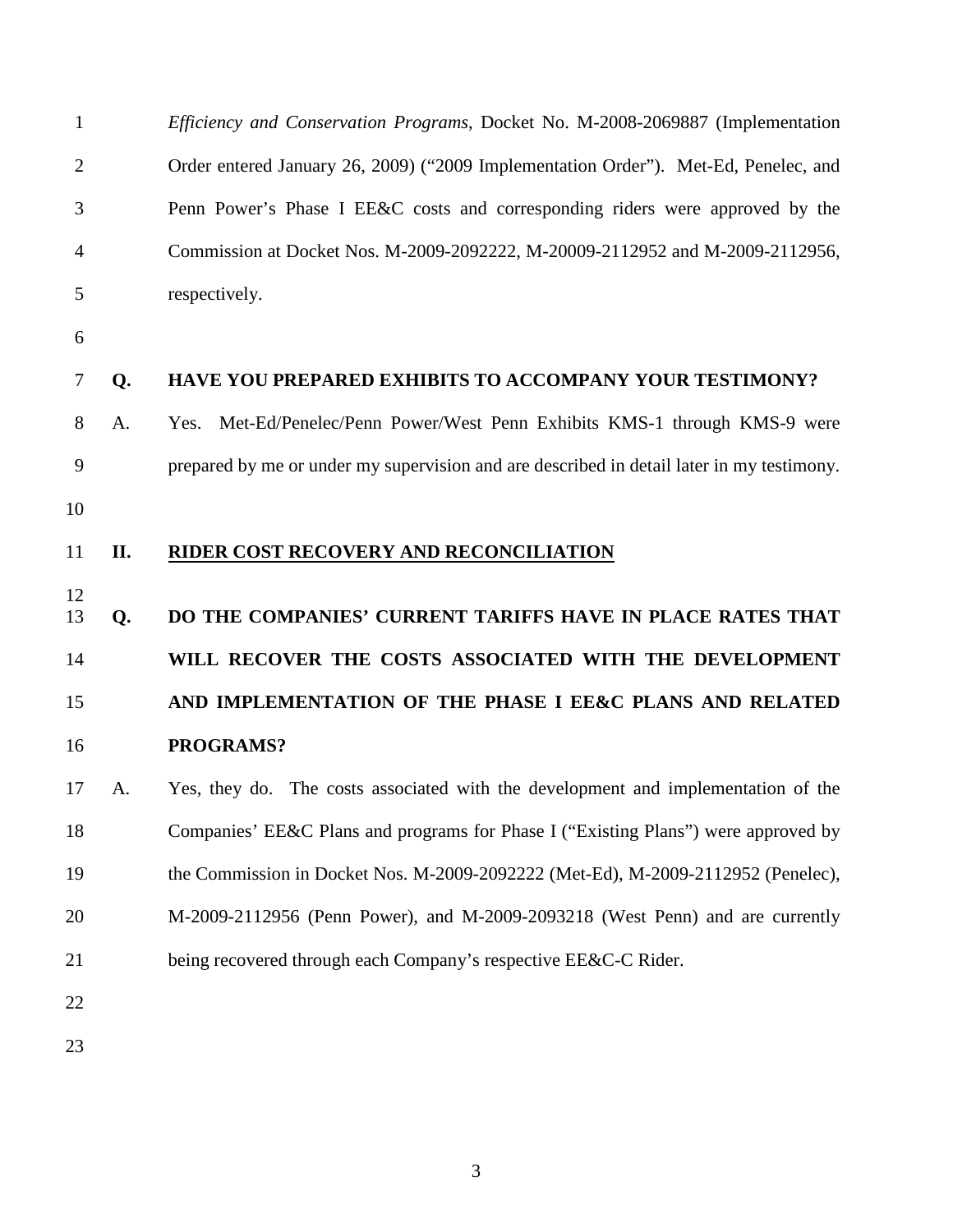*Efficiency and Conservation Programs*, Docket No. M-2008-2069887 (Implementation Order entered January 26, 2009) ("2009 Implementation Order"). Met-Ed, Penelec, and Penn Power's Phase I EE&C costs and corresponding riders were approved by the Commission at Docket Nos. M-2009-2092222, M-20009-2112952 and M-2009-2112956, respectively.

**Q. HAVE YOU PREPARED EXHIBITS TO ACCOMPANY YOUR TESTIMONY?**

A. Yes. Met-Ed/Penelec/Penn Power/West Penn Exhibits KMS-1 through KMS-9 were prepared by me or under my supervision and are described in detail later in my testimony.

## II. <u>RIDER COST RECOVERY AND RECONCILIATION</u>

**Q. DO THE COMPANIES' CURRENT TARIFFS HAVE IN PLACE RATES THAT WILL RECOVER THE COSTS ASSOCIATED WITH THE DEVELOPMENT AND IMPLEMENTATION OF THE PHASE I EE&C PLANS AND RELATED PROGRAMS?**

A. Yes, they do. The costs associated with the development and implementation of the Companies' EE&C Plans and programs for Phase I ("Existing Plans") were approved by the Commission in Docket Nos. M-2009-2092222 (Met-Ed), M-2009-2112952 (Penelec), M-2009-2112956 (Penn Power), and M-2009-2093218 (West Penn) and are currently being recovered through each Company's respective EE&C-C Rider.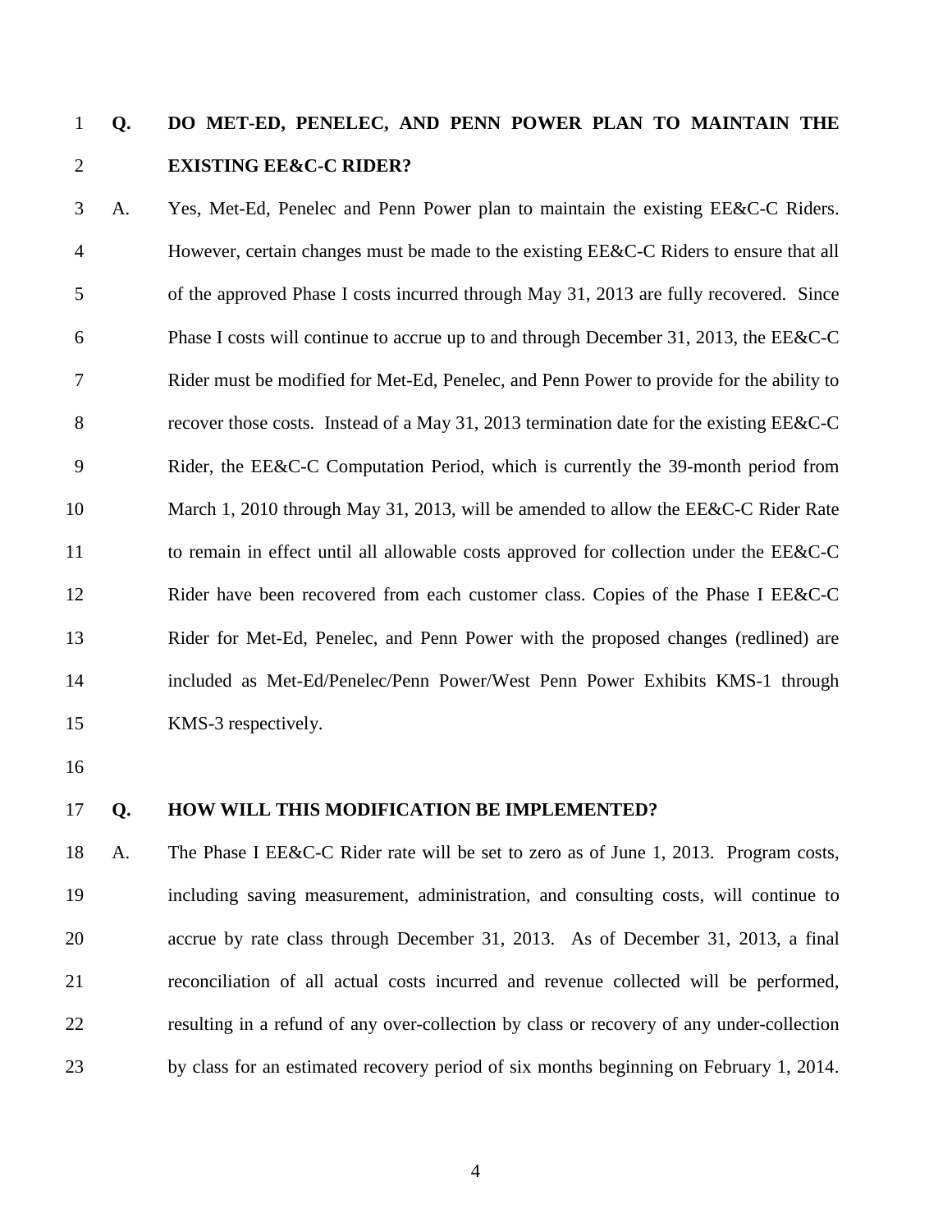**Q. DO MET-ED, PENELEC, AND PENN POWER PLAN TO MAINTAIN THE EXISTING EE&C-C RIDER?**

A. Yes, Met-Ed, Penelec and Penn Power plan to maintain the existing EE&C-C Riders. However, certain changes must be made to the existing EE&C-C Riders to ensure that all of the approved Phase I costs incurred through May 31, 2013 are fully recovered. Since Phase I costs will continue to accrue up to and through December 31, 2013, the EE&C-C Rider must be modified for Met-Ed, Penelec, and Penn Power to provide for the ability to recover those costs. Instead of a May 31, 2013 termination date for the existing EE&C-C Rider, the EE&C-C Computation Period, which is currently the 39-month period from March 1, 2010 through May 31, 2013, will be amended to allow the EE&C-C Rider Rate to remain in effect until all allowable costs approved for collection under the EE&C-C Rider have been recovered from each customer class. Copies of the Phase I EE&C-C Rider for Met-Ed, Penelec, and Penn Power with the proposed changes (redlined) are included as Met-Ed/Penelec/Penn Power/West Penn Power Exhibits KMS-1 through KMS-3 respectively.

**Q. HOW WILL THIS MODIFICATION BE IMPLEMENTED?**

A. The Phase I EE&C-C Rider rate will be set to zero as of June 1, 2013. Program costs, including saving measurement, administration, and consulting costs, will continue to accrue by rate class through December 31, 2013. As of December 31, 2013, a final reconciliation of all actual costs incurred and revenue collected will be performed, resulting in a refund of any over-collection by class or recovery of any under-collection by class for an estimated recovery period of six months beginning on February 1, 2014.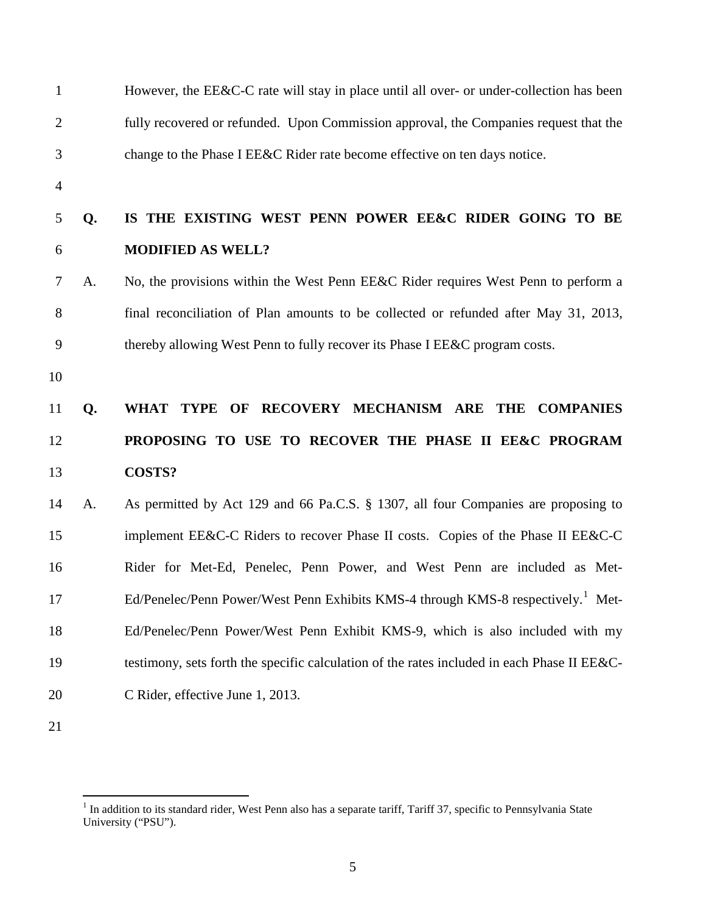However, the EE&C-C rate will stay in place until all over- or under-collection has been fully recovered or refunded. Upon Commission approval, the Companies request that the change to the Phase I EE&C Rider rate become effective on ten days notice.

**Q. IS THE EXISTING WEST PENN POWER EE&C RIDER GOING TO BE MODIFIED AS WELL?**

A. No, the provisions within the West Penn EE&C Rider requires West Penn to perform a final reconciliation of Plan amounts to be collected or refunded after May 31, 2013, thereby allowing West Penn to fully recover its Phase I EE&C program costs.

**Q. WHAT TYPE OF RECOVERY MECHANISM ARE THE COMPANIES PROPOSING TO USE TO RECOVER THE PHASE II EE&C PROGRAM COSTS?**

A. As permitted by Act 129 and 66 Pa.C.S. § 1307, all four Companies are proposing to implement EE&C-C Riders to recover Phase II costs. Copies of the Phase II EE&C-C Rider for Met-Ed, Penelec, Penn Power, and West Penn are included as Met-Ed/Penelec/Penn Power/West Penn Exhibits KMS-4 through KMS-8 respectively.[1] Met-Ed/Penelec/Penn Power/West Penn Exhibit KMS-9, which is also included with my testimony, sets forth the specific calculation of the rates included in each Phase II EE&C-C Rider, effective June 1, 2013.

---

[1] In addition to its standard rider, West Penn also has a separate tariff, Tariff 37, specific to Pennsylvania State University ("PSU").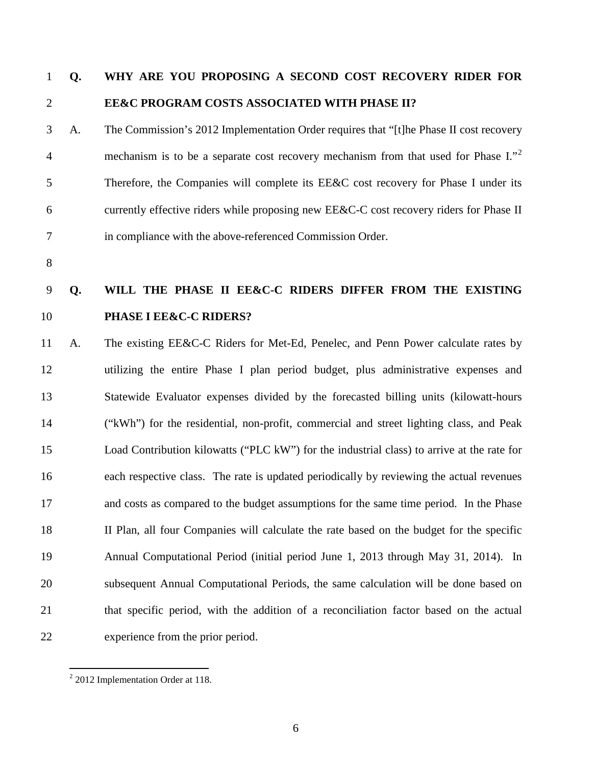**Q. WHY ARE YOU PROPOSING A SECOND COST RECOVERY RIDER FOR EE&C PROGRAM COSTS ASSOCIATED WITH PHASE II?**

A. The Commission's 2012 Implementation Order requires that "[t]he Phase II cost recovery mechanism is to be a separate cost recovery mechanism from that used for Phase I."[2] Therefore, the Companies will complete its EE&C cost recovery for Phase I under its currently effective riders while proposing new EE&C-C cost recovery riders for Phase II in compliance with the above-referenced Commission Order.

**Q. WILL THE PHASE II EE&C-C RIDERS DIFFER FROM THE EXISTING PHASE I EE&C-C RIDERS?**

A. The existing EE&C-C Riders for Met-Ed, Penelec, and Penn Power calculate rates by utilizing the entire Phase I plan period budget, plus administrative expenses and Statewide Evaluator expenses divided by the forecasted billing units (kilowatt-hours ("kWh") for the residential, non-profit, commercial and street lighting class, and Peak Load Contribution kilowatts ("PLC kW") for the industrial class) to arrive at the rate for each respective class. The rate is updated periodically by reviewing the actual revenues and costs as compared to the budget assumptions for the same time period. In the Phase II Plan, all four Companies will calculate the rate based on the budget for the specific Annual Computational Period (initial period June 1, 2013 through May 31, 2014). In subsequent Annual Computational Periods, the same calculation will be done based on that specific period, with the addition of a reconciliation factor based on the actual experience from the prior period.

---

[2] 2012 Implementation Order at 118.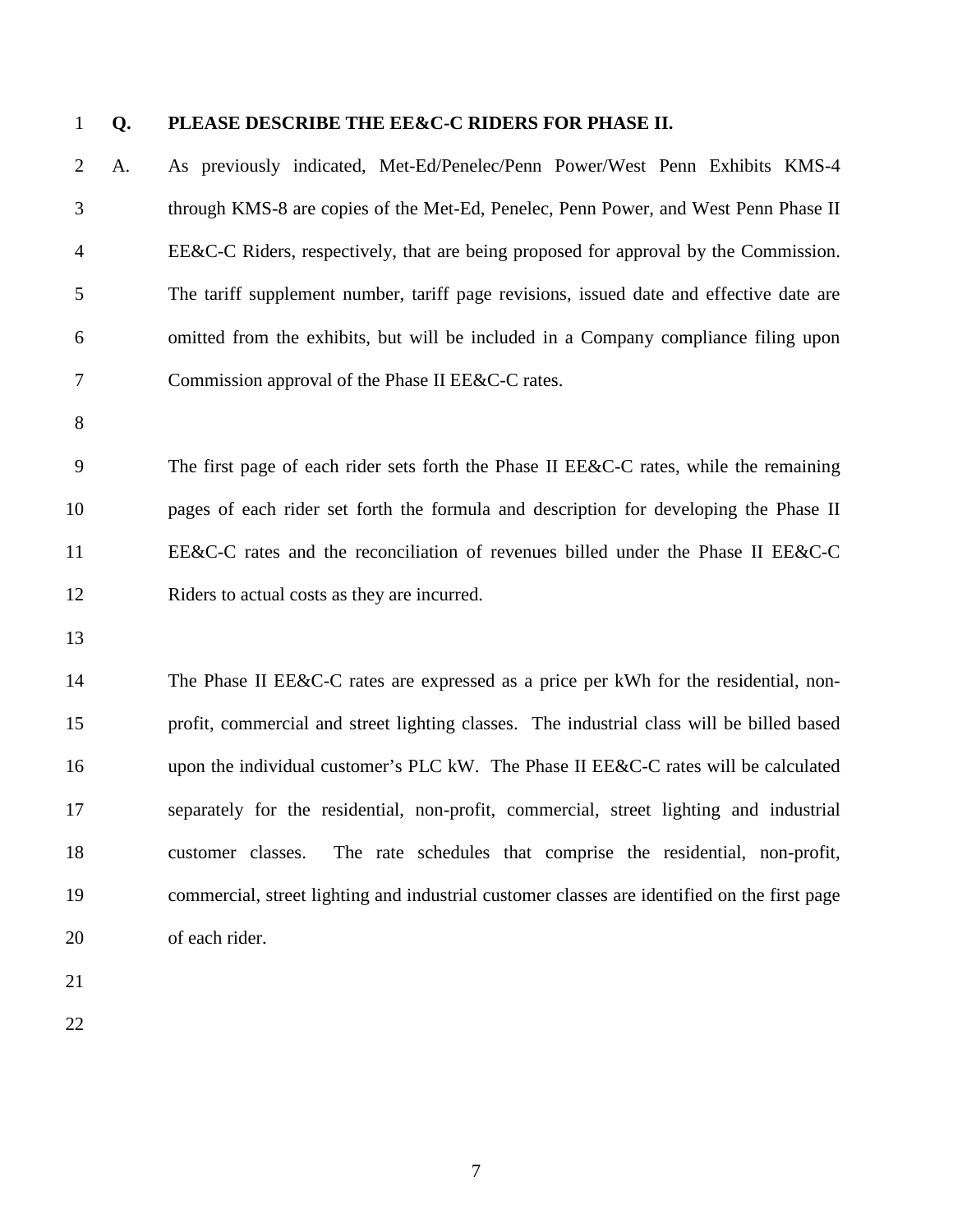**Q. PLEASE DESCRIBE THE EE&C-C RIDERS FOR PHASE II.**

A. As previously indicated, Met-Ed/Penelec/Penn Power/West Penn Exhibits KMS-4 through KMS-8 are copies of the Met-Ed, Penelec, Penn Power, and West Penn Phase II EE&C-C Riders, respectively, that are being proposed for approval by the Commission. The tariff supplement number, tariff page revisions, issued date and effective date are omitted from the exhibits, but will be included in a Company compliance filing upon Commission approval of the Phase II EE&C-C rates.

The first page of each rider sets forth the Phase II EE&C-C rates, while the remaining pages of each rider set forth the formula and description for developing the Phase II EE&C-C rates and the reconciliation of revenues billed under the Phase II EE&C-C Riders to actual costs as they are incurred.

The Phase II EE&C-C rates are expressed as a price per kWh for the residential, non-profit, commercial and street lighting classes. The industrial class will be billed based upon the individual customer's PLC kW. The Phase II EE&C-C rates will be calculated separately for the residential, non-profit, commercial, street lighting and industrial customer classes. The rate schedules that comprise the residential, non-profit, commercial, street lighting and industrial customer classes are identified on the first page of each rider.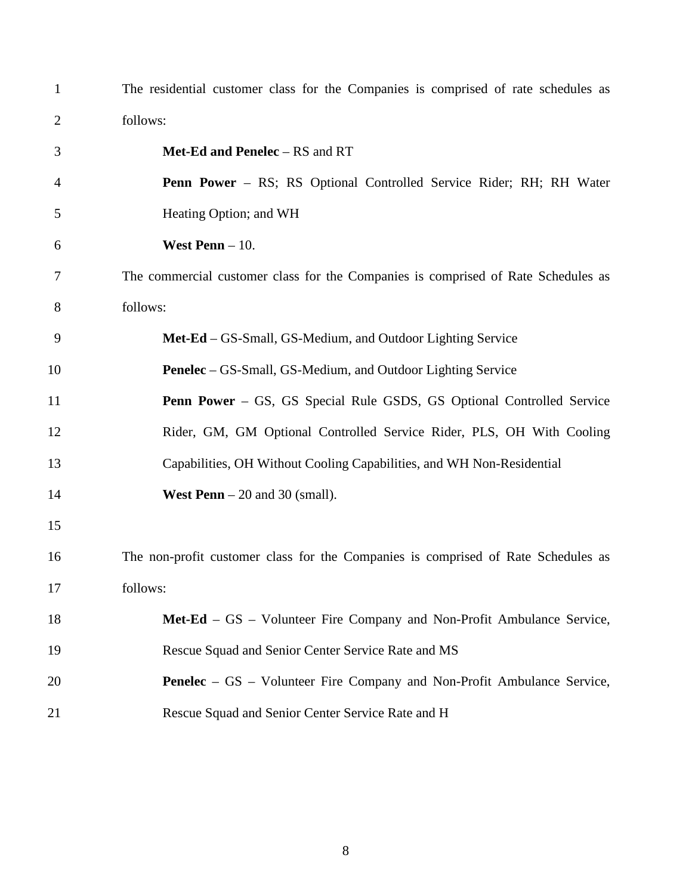The residential customer class for the Companies is comprised of rate schedules as follows:

**Met-Ed and Penelec** – RS and RT

**Penn Power** – RS; RS Optional Controlled Service Rider; RH; RH Water Heating Option; and WH

**West Penn** – 10.

The commercial customer class for the Companies is comprised of Rate Schedules as follows:

**Met-Ed** – GS-Small, GS-Medium, and Outdoor Lighting Service

**Penelec** – GS-Small, GS-Medium, and Outdoor Lighting Service

**Penn Power** – GS, GS Special Rule GSDS, GS Optional Controlled Service Rider, GM, GM Optional Controlled Service Rider, PLS, OH With Cooling Capabilities, OH Without Cooling Capabilities, and WH Non-Residential

**West Penn** – 20 and 30 (small).

The non-profit customer class for the Companies is comprised of Rate Schedules as follows:

**Met-Ed** – GS – Volunteer Fire Company and Non-Profit Ambulance Service, Rescue Squad and Senior Center Service Rate and MS

**Penelec** – GS – Volunteer Fire Company and Non-Profit Ambulance Service, Rescue Squad and Senior Center Service Rate and H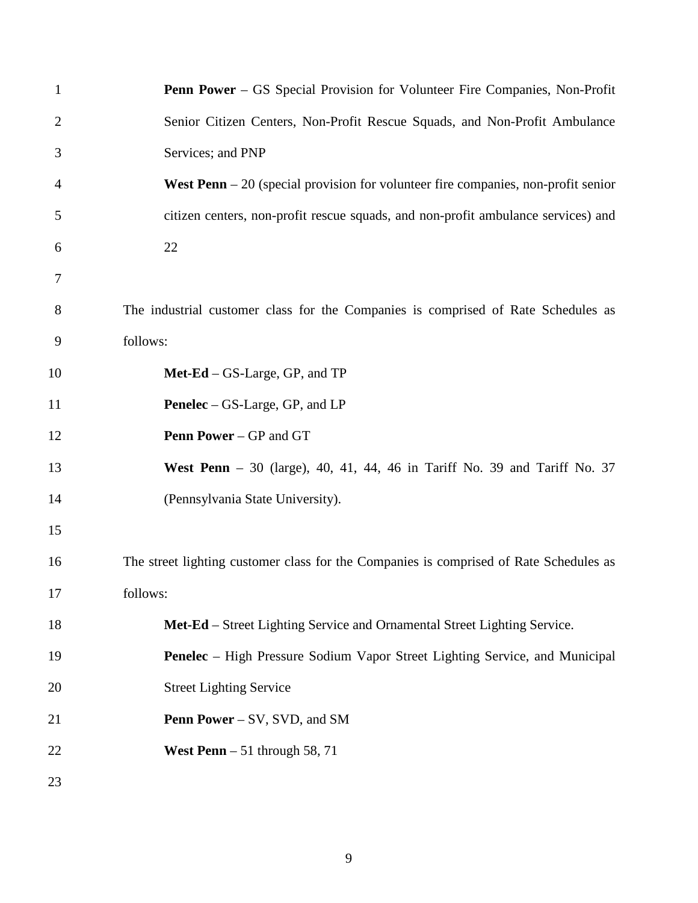**Penn Power** – GS Special Provision for Volunteer Fire Companies, Non-Profit Senior Citizen Centers, Non-Profit Rescue Squads, and Non-Profit Ambulance Services; and PNP

**West Penn** – 20 (special provision for volunteer fire companies, non-profit senior citizen centers, non-profit rescue squads, and non-profit ambulance services) and 22

The industrial customer class for the Companies is comprised of Rate Schedules as follows:

**Met-Ed** – GS-Large, GP, and TP

**Penelec** – GS-Large, GP, and LP

**Penn Power** – GP and GT

**West Penn** – 30 (large), 40, 41, 44, 46 in Tariff No. 39 and Tariff No. 37 (Pennsylvania State University).

The street lighting customer class for the Companies is comprised of Rate Schedules as follows:

**Met-Ed** – Street Lighting Service and Ornamental Street Lighting Service.

**Penelec** – High Pressure Sodium Vapor Street Lighting Service, and Municipal Street Lighting Service

**Penn Power** – SV, SVD, and SM

**West Penn** – 51 through 58, 71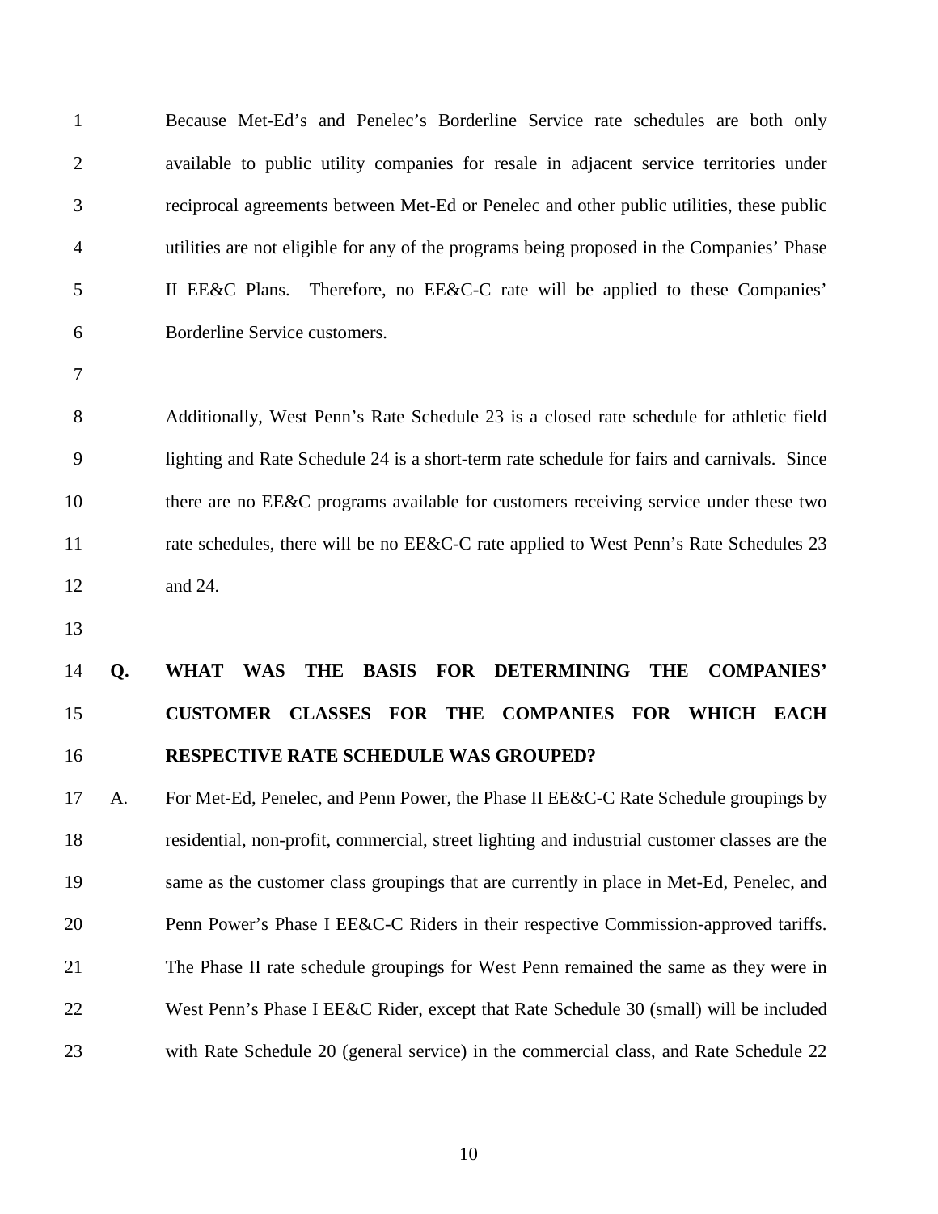Because Met-Ed's and Penelec's Borderline Service rate schedules are both only available to public utility companies for resale in adjacent service territories under reciprocal agreements between Met-Ed or Penelec and other public utilities, these public utilities are not eligible for any of the programs being proposed in the Companies' Phase II EE&C Plans. Therefore, no EE&C-C rate will be applied to these Companies' Borderline Service customers.

Additionally, West Penn's Rate Schedule 23 is a closed rate schedule for athletic field lighting and Rate Schedule 24 is a short-term rate schedule for fairs and carnivals. Since there are no EE&C programs available for customers receiving service under these two rate schedules, there will be no EE&C-C rate applied to West Penn's Rate Schedules 23 and 24.

**Q. WHAT WAS THE BASIS FOR DETERMINING THE COMPANIES' CUSTOMER CLASSES FOR THE COMPANIES FOR WHICH EACH RESPECTIVE RATE SCHEDULE WAS GROUPED?**

A. For Met-Ed, Penelec, and Penn Power, the Phase II EE&C-C Rate Schedule groupings by residential, non-profit, commercial, street lighting and industrial customer classes are the same as the customer class groupings that are currently in place in Met-Ed, Penelec, and Penn Power's Phase I EE&C-C Riders in their respective Commission-approved tariffs. The Phase II rate schedule groupings for West Penn remained the same as they were in West Penn's Phase I EE&C Rider, except that Rate Schedule 30 (small) will be included with Rate Schedule 20 (general service) in the commercial class, and Rate Schedule 22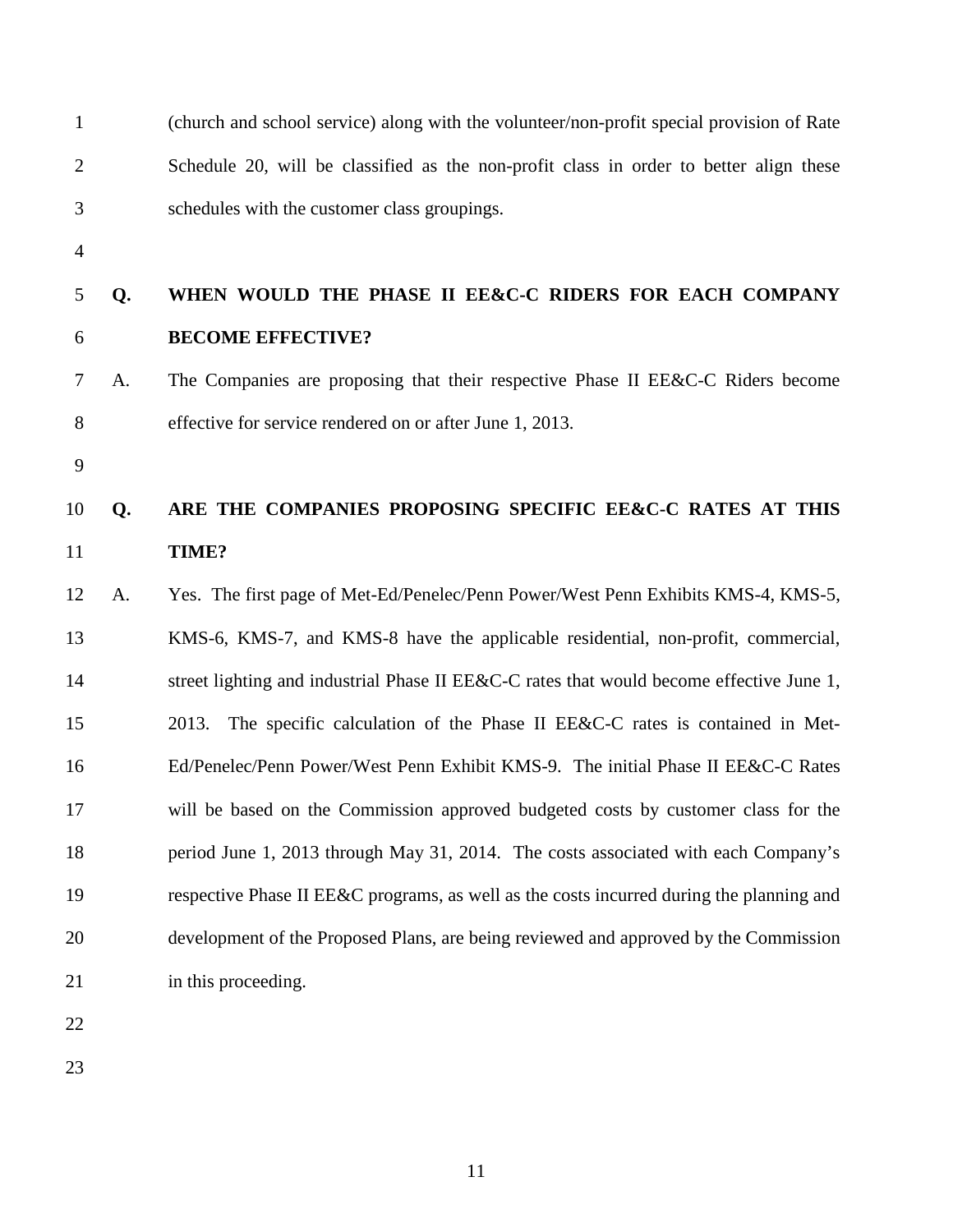(church and school service) along with the volunteer/non-profit special provision of Rate Schedule 20, will be classified as the non-profit class in order to better align these schedules with the customer class groupings.

**Q. WHEN WOULD THE PHASE II EE&C-C RIDERS FOR EACH COMPANY BECOME EFFECTIVE?**

A. The Companies are proposing that their respective Phase II EE&C-C Riders become effective for service rendered on or after June 1, 2013.

**Q. ARE THE COMPANIES PROPOSING SPECIFIC EE&C-C RATES AT THIS TIME?**

A. Yes. The first page of Met-Ed/Penelec/Penn Power/West Penn Exhibits KMS-4, KMS-5, KMS-6, KMS-7, and KMS-8 have the applicable residential, non-profit, commercial, street lighting and industrial Phase II EE&C-C rates that would become effective June 1, 2013. The specific calculation of the Phase II EE&C-C rates is contained in Met-Ed/Penelec/Penn Power/West Penn Exhibit KMS-9. The initial Phase II EE&C-C Rates will be based on the Commission approved budgeted costs by customer class for the period June 1, 2013 through May 31, 2014. The costs associated with each Company's respective Phase II EE&C programs, as well as the costs incurred during the planning and development of the Proposed Plans, are being reviewed and approved by the Commission in this proceeding.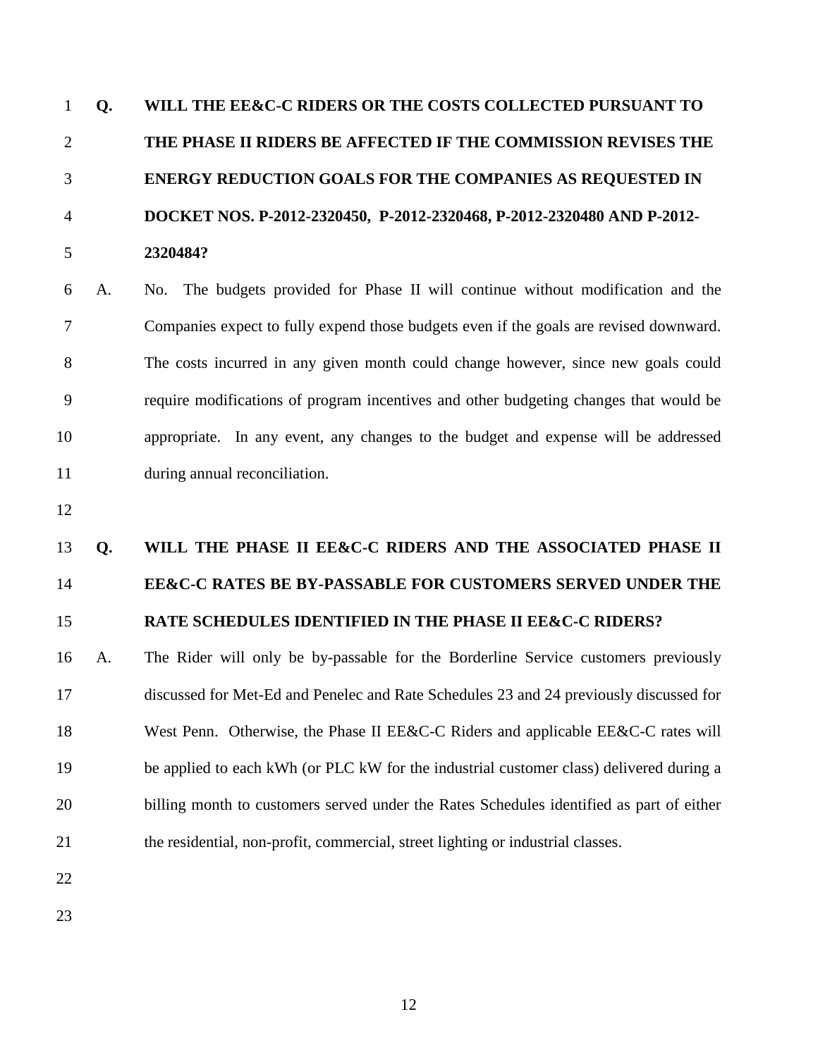**Q. WILL THE EE&C-C RIDERS OR THE COSTS COLLECTED PURSUANT TO THE PHASE II RIDERS BE AFFECTED IF THE COMMISSION REVISES THE ENERGY REDUCTION GOALS FOR THE COMPANIES AS REQUESTED IN DOCKET NOS. P-2012-2320450, P-2012-2320468, P-2012-2320480 AND P-2012-2320484?**

A. No. The budgets provided for Phase II will continue without modification and the Companies expect to fully expend those budgets even if the goals are revised downward. The costs incurred in any given month could change however, since new goals could require modifications of program incentives and other budgeting changes that would be appropriate. In any event, any changes to the budget and expense will be addressed during annual reconciliation.

**Q. WILL THE PHASE II EE&C-C RIDERS AND THE ASSOCIATED PHASE II EE&C-C RATES BE BY-PASSABLE FOR CUSTOMERS SERVED UNDER THE RATE SCHEDULES IDENTIFIED IN THE PHASE II EE&C-C RIDERS?**

A. The Rider will only be by-passable for the Borderline Service customers previously discussed for Met-Ed and Penelec and Rate Schedules 23 and 24 previously discussed for West Penn. Otherwise, the Phase II EE&C-C Riders and applicable EE&C-C rates will be applied to each kWh (or PLC kW for the industrial customer class) delivered during a billing month to customers served under the Rates Schedules identified as part of either the residential, non-profit, commercial, street lighting or industrial classes.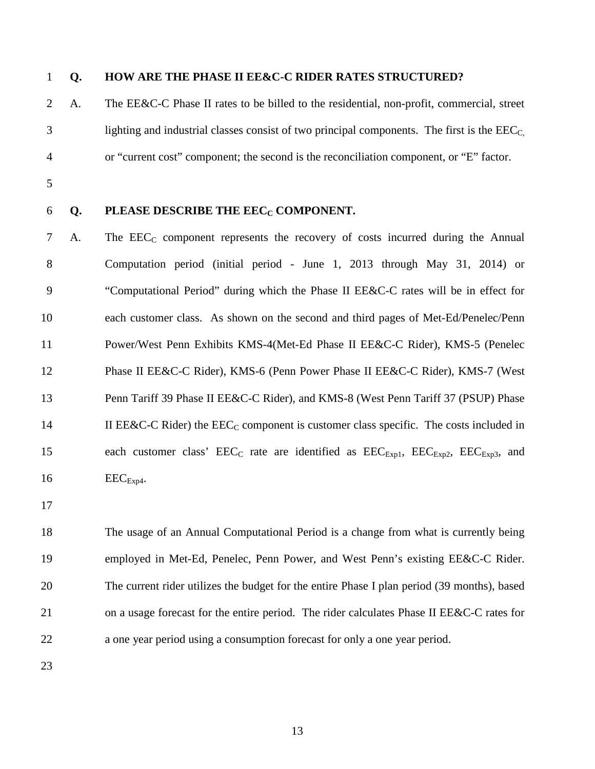**Q. HOW ARE THE PHASE II EE&C-C RIDER RATES STRUCTURED?**

A. The EE&C-C Phase II rates to be billed to the residential, non-profit, commercial, street lighting and industrial classes consist of two principal components. The first is the $EEC_C$, or "current cost" component; the second is the reconciliation component, or "E" factor.

**Q. PLEASE DESCRIBE THE $EEC_C$ COMPONENT.**

A. The $EEC_C$ component represents the recovery of costs incurred during the Annual Computation period (initial period - June 1, 2013 through May 31, 2014) or "Computational Period" during which the Phase II EE&C-C rates will be in effect for each customer class. As shown on the second and third pages of Met-Ed/Penelec/Penn Power/West Penn Exhibits KMS-4(Met-Ed Phase II EE&C-C Rider), KMS-5 (Penelec Phase II EE&C-C Rider), KMS-6 (Penn Power Phase II EE&C-C Rider), KMS-7 (West Penn Tariff 39 Phase II EE&C-C Rider), and KMS-8 (West Penn Tariff 37 (PSUP) Phase II EE&C-C Rider) the $EEC_C$ component is customer class specific. The costs included in each customer class' $EEC_C$ rate are identified as $EEC_{Exp1}$, $EEC_{Exp2}$, $EEC_{Exp3}$, and $EEC_{Exp4}$.

The usage of an Annual Computational Period is a change from what is currently being employed in Met-Ed, Penelec, Penn Power, and West Penn's existing EE&C-C Rider. The current rider utilizes the budget for the entire Phase I plan period (39 months), based on a usage forecast for the entire period. The rider calculates Phase II EE&C-C rates for a one year period using a consumption forecast for only a one year period.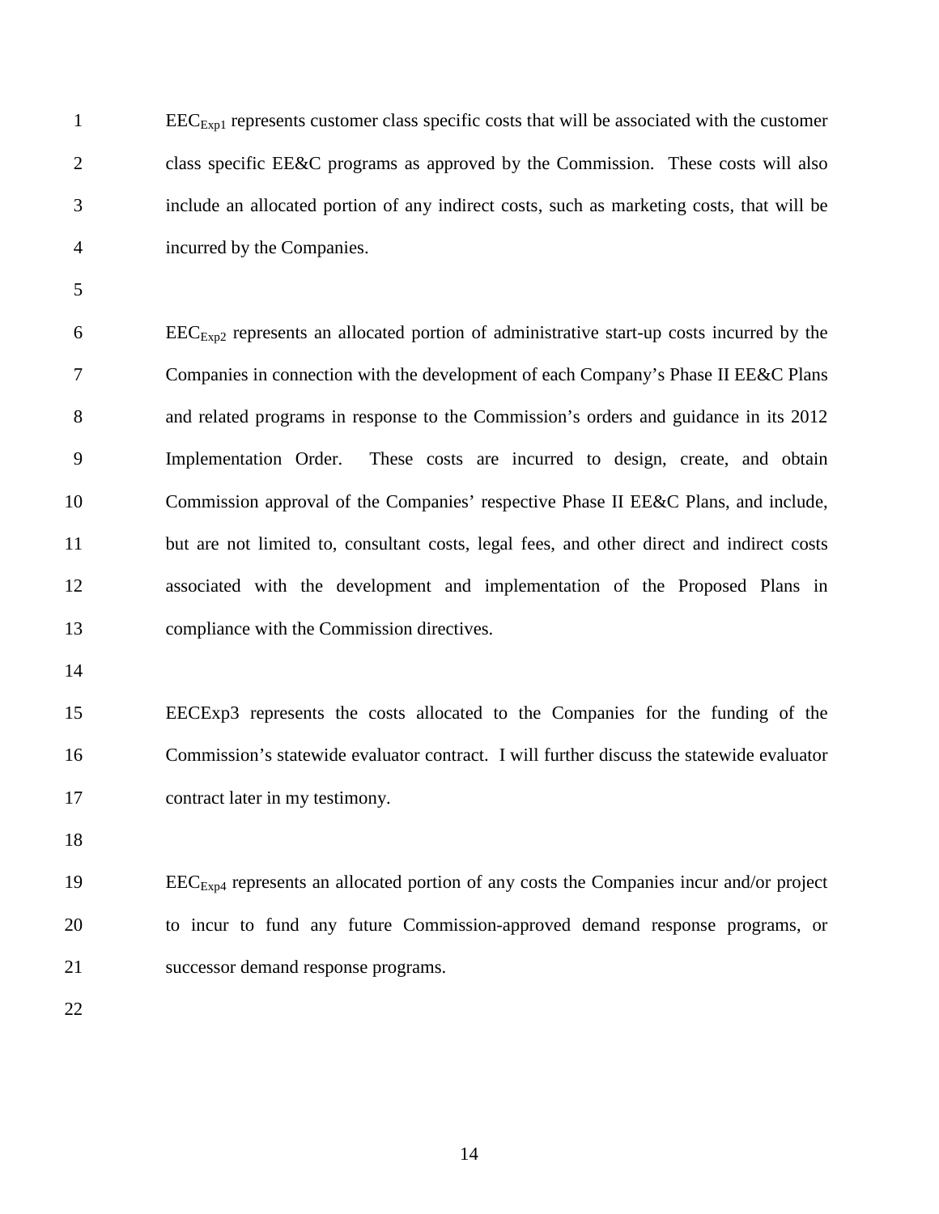$EEC_{Exp1}$ represents customer class specific costs that will be associated with the customer class specific EE&C programs as approved by the Commission. These costs will also include an allocated portion of any indirect costs, such as marketing costs, that will be incurred by the Companies.

$EEC_{Exp2}$ represents an allocated portion of administrative start-up costs incurred by the Companies in connection with the development of each Company's Phase II EE&C Plans and related programs in response to the Commission's orders and guidance in its 2012 Implementation Order. These costs are incurred to design, create, and obtain Commission approval of the Companies' respective Phase II EE&C Plans, and include, but are not limited to, consultant costs, legal fees, and other direct and indirect costs associated with the development and implementation of the Proposed Plans in compliance with the Commission directives.

EECExp3 represents the costs allocated to the Companies for the funding of the Commission's statewide evaluator contract. I will further discuss the statewide evaluator contract later in my testimony.

$EEC_{Exp4}$ represents an allocated portion of any costs the Companies incur and/or project to incur to fund any future Commission-approved demand response programs, or successor demand response programs.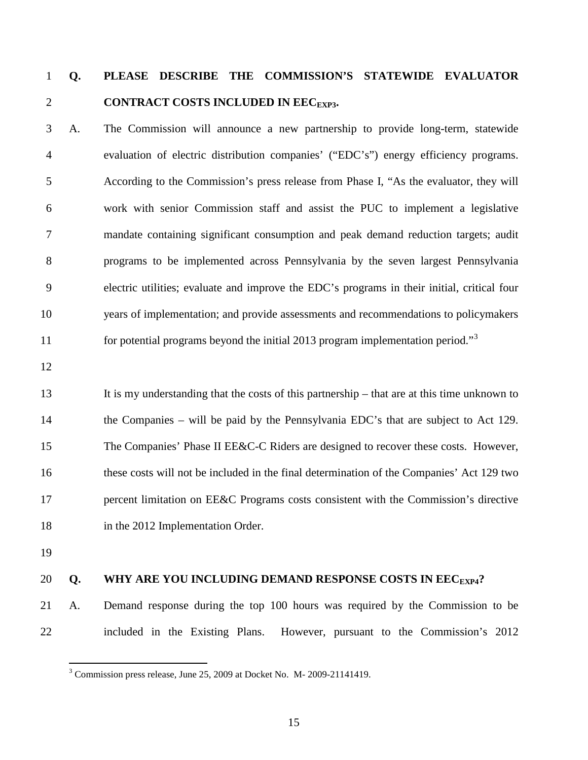**Q. PLEASE DESCRIBE THE COMMISSION'S STATEWIDE EVALUATOR CONTRACT COSTS INCLUDED IN $EEC_{EXP3}$.**

A. The Commission will announce a new partnership to provide long-term, statewide evaluation of electric distribution companies' ("EDC's") energy efficiency programs. According to the Commission's press release from Phase I, "As the evaluator, they will work with senior Commission staff and assist the PUC to implement a legislative mandate containing significant consumption and peak demand reduction targets; audit programs to be implemented across Pennsylvania by the seven largest Pennsylvania electric utilities; evaluate and improve the EDC's programs in their initial, critical four years of implementation; and provide assessments and recommendations to policymakers for potential programs beyond the initial 2013 program implementation period."[3]

It is my understanding that the costs of this partnership – that are at this time unknown to the Companies – will be paid by the Pennsylvania EDC's that are subject to Act 129. The Companies' Phase II EE&C-C Riders are designed to recover these costs. However, these costs will not be included in the final determination of the Companies' Act 129 two percent limitation on EE&C Programs costs consistent with the Commission's directive in the 2012 Implementation Order.

**Q. WHY ARE YOU INCLUDING DEMAND RESPONSE COSTS IN $EEC_{EXP4}$?**

A. Demand response during the top 100 hours was required by the Commission to be included in the Existing Plans. However, pursuant to the Commission's 2012

[3] Commission press release, June 25, 2009 at Docket No. M- 2009-21141419.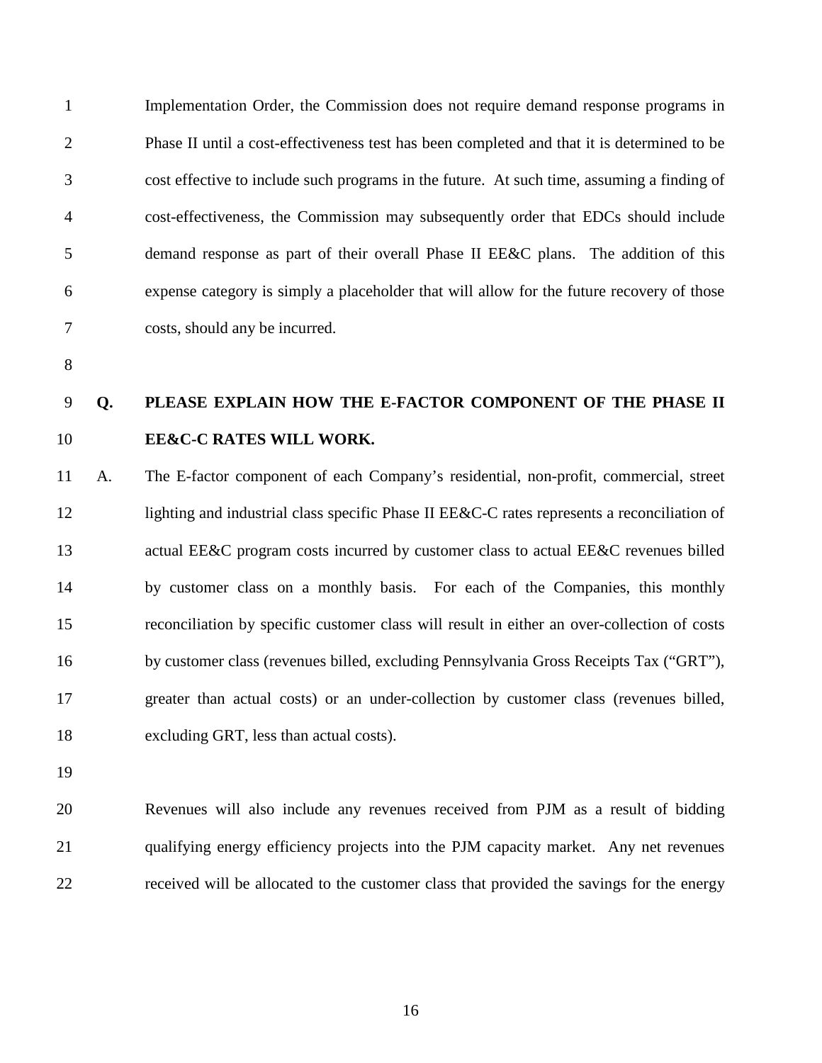Implementation Order, the Commission does not require demand response programs in Phase II until a cost-effectiveness test has been completed and that it is determined to be cost effective to include such programs in the future. At such time, assuming a finding of cost-effectiveness, the Commission may subsequently order that EDCs should include demand response as part of their overall Phase II EE&C plans. The addition of this expense category is simply a placeholder that will allow for the future recovery of those costs, should any be incurred.

**Q. PLEASE EXPLAIN HOW THE E-FACTOR COMPONENT OF THE PHASE II EE&C-C RATES WILL WORK.**

A. The E-factor component of each Company's residential, non-profit, commercial, street lighting and industrial class specific Phase II EE&C-C rates represents a reconciliation of actual EE&C program costs incurred by customer class to actual EE&C revenues billed by customer class on a monthly basis. For each of the Companies, this monthly reconciliation by specific customer class will result in either an over-collection of costs by customer class (revenues billed, excluding Pennsylvania Gross Receipts Tax ("GRT"), greater than actual costs) or an under-collection by customer class (revenues billed, excluding GRT, less than actual costs).

Revenues will also include any revenues received from PJM as a result of bidding qualifying energy efficiency projects into the PJM capacity market. Any net revenues received will be allocated to the customer class that provided the savings for the energy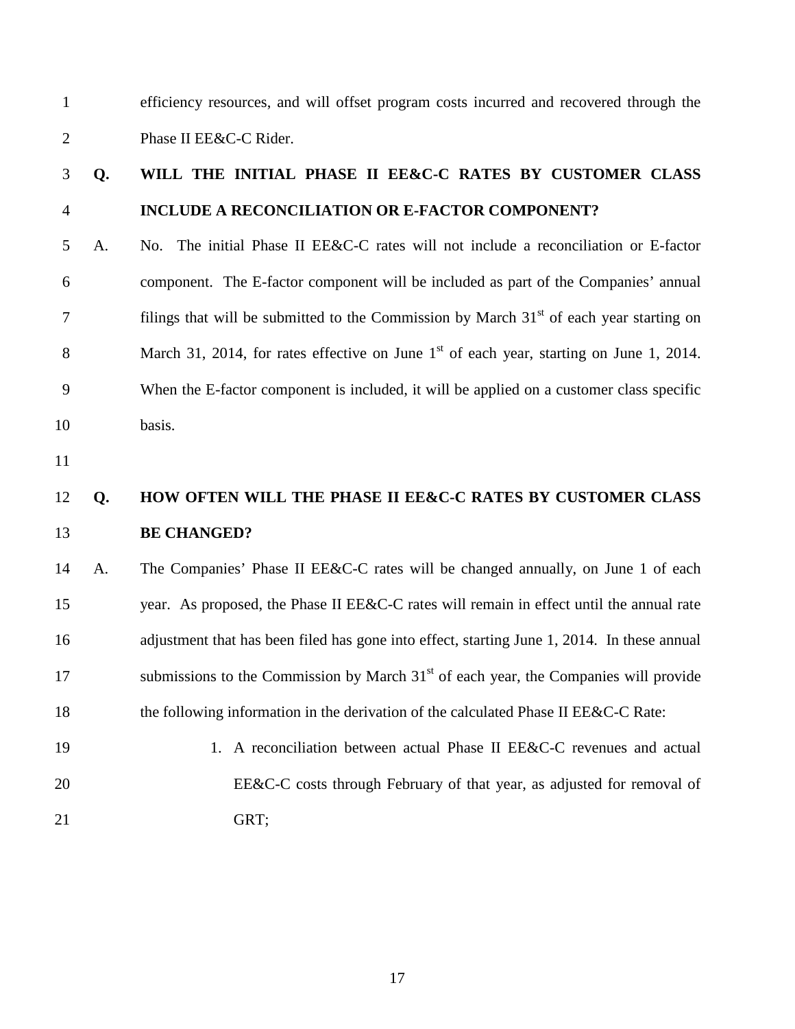efficiency resources, and will offset program costs incurred and recovered through the Phase II EE&C-C Rider.

**Q. WILL THE INITIAL PHASE II EE&C-C RATES BY CUSTOMER CLASS INCLUDE A RECONCILIATION OR E-FACTOR COMPONENT?**

A. No. The initial Phase II EE&C-C rates will not include a reconciliation or E-factor component. The E-factor component will be included as part of the Companies' annual filings that will be submitted to the Commission by March 31st of each year starting on March 31, 2014, for rates effective on June 1st of each year, starting on June 1, 2014. When the E-factor component is included, it will be applied on a customer class specific basis.

**Q. HOW OFTEN WILL THE PHASE II EE&C-C RATES BY CUSTOMER CLASS BE CHANGED?**

A. The Companies' Phase II EE&C-C rates will be changed annually, on June 1 of each year. As proposed, the Phase II EE&C-C rates will remain in effect until the annual rate adjustment that has been filed has gone into effect, starting June 1, 2014. In these annual submissions to the Commission by March 31st of each year, the Companies will provide the following information in the derivation of the calculated Phase II EE&C-C Rate:

1. A reconciliation between actual Phase II EE&C-C revenues and actual EE&C-C costs through February of that year, as adjusted for removal of GRT;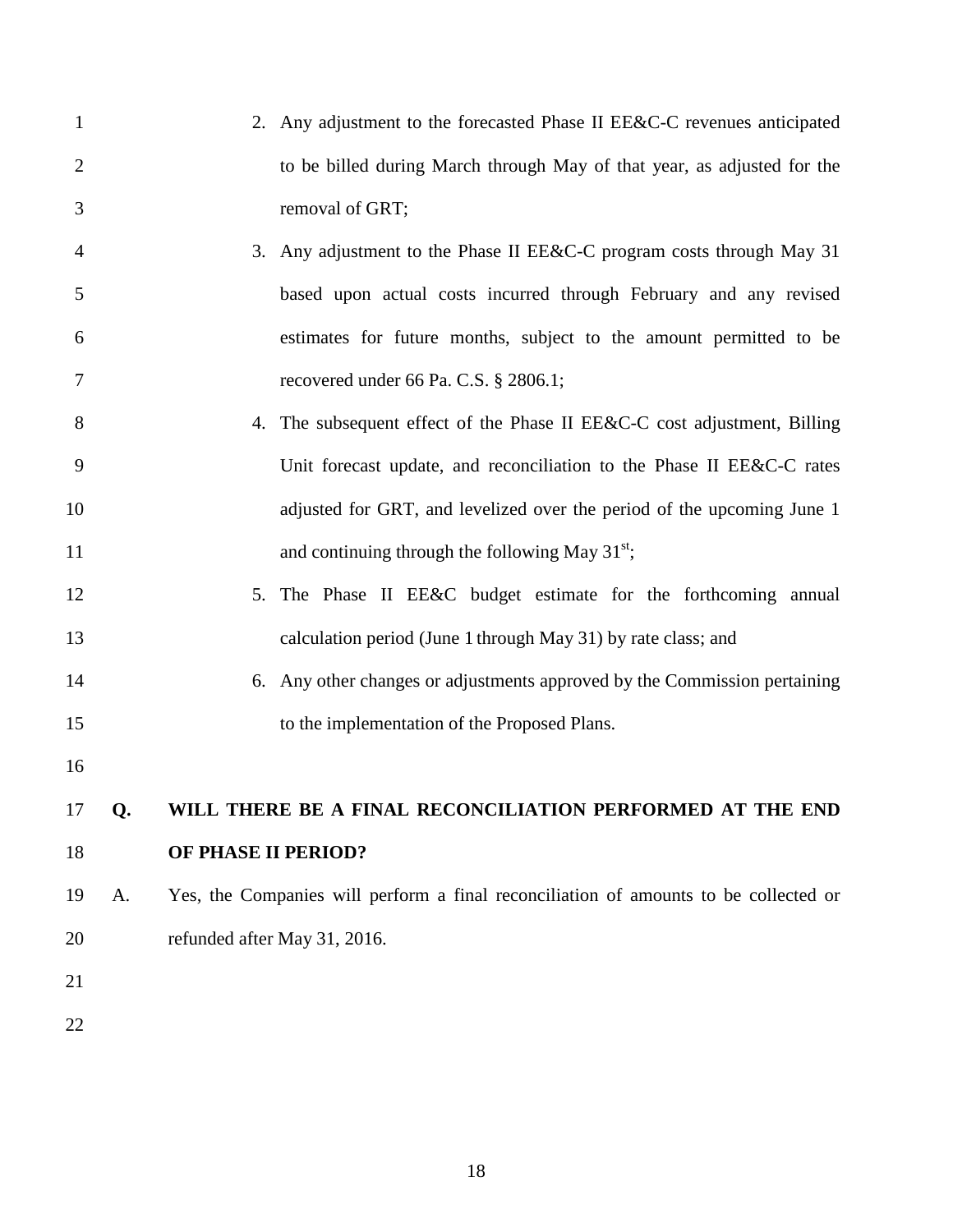2. Any adjustment to the forecasted Phase II EE&C-C revenues anticipated to be billed during March through May of that year, as adjusted for the removal of GRT;
3. Any adjustment to the Phase II EE&C-C program costs through May 31 based upon actual costs incurred through February and any revised estimates for future months, subject to the amount permitted to be recovered under 66 Pa. C.S. § 2806.1;
4. The subsequent effect of the Phase II EE&C-C cost adjustment, Billing Unit forecast update, and reconciliation to the Phase II EE&C-C rates adjusted for GRT, and levelized over the period of the upcoming June 1 and continuing through the following May 31st;
5. The Phase II EE&C budget estimate for the forthcoming annual calculation period (June 1 through May 31) by rate class; and
6. Any other changes or adjustments approved by the Commission pertaining to the implementation of the Proposed Plans.

**Q. WILL THERE BE A FINAL RECONCILIATION PERFORMED AT THE END OF PHASE II PERIOD?**

A. Yes, the Companies will perform a final reconciliation of amounts to be collected or refunded after May 31, 2016.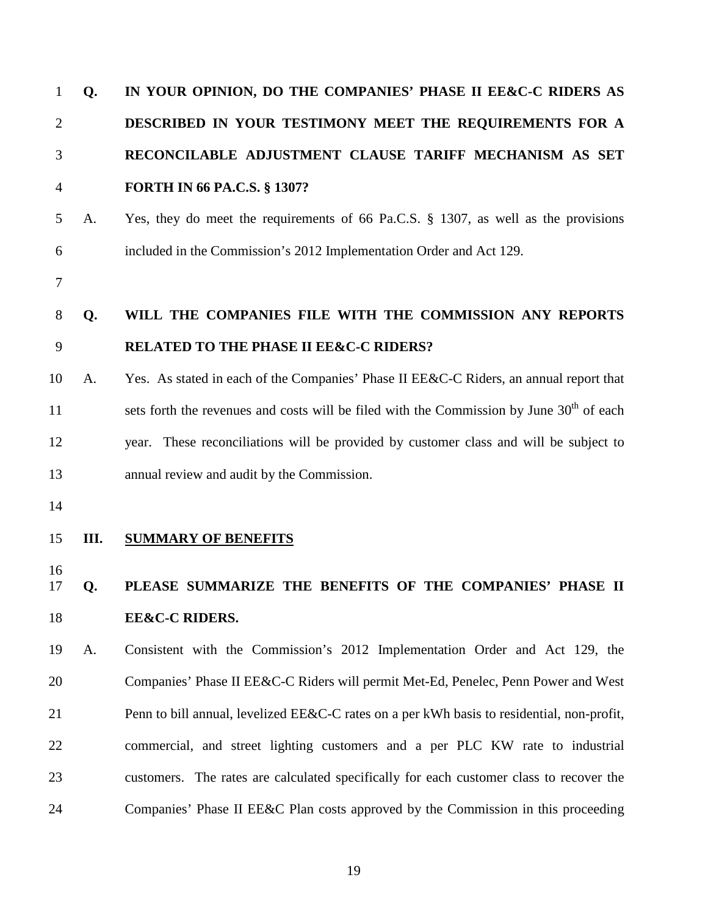**Q. IN YOUR OPINION, DO THE COMPANIES' PHASE II EE&C-C RIDERS AS DESCRIBED IN YOUR TESTIMONY MEET THE REQUIREMENTS FOR A RECONCILABLE ADJUSTMENT CLAUSE TARIFF MECHANISM AS SET FORTH IN 66 PA.C.S. § 1307?**

A. Yes, they do meet the requirements of 66 Pa.C.S. § 1307, as well as the provisions included in the Commission's 2012 Implementation Order and Act 129.

**Q. WILL THE COMPANIES FILE WITH THE COMMISSION ANY REPORTS RELATED TO THE PHASE II EE&C-C RIDERS?**

A. Yes. As stated in each of the Companies' Phase II EE&C-C Riders, an annual report that sets forth the revenues and costs will be filed with the Commission by June 30th of each year. These reconciliations will be provided by customer class and will be subject to annual review and audit by the Commission.

## III. SUMMARY OF BENEFITS

**Q. PLEASE SUMMARIZE THE BENEFITS OF THE COMPANIES' PHASE II EE&C-C RIDERS.**

A. Consistent with the Commission's 2012 Implementation Order and Act 129, the Companies' Phase II EE&C-C Riders will permit Met-Ed, Penelec, Penn Power and West Penn to bill annual, levelized EE&C-C rates on a per kWh basis to residential, non-profit, commercial, and street lighting customers and a per PLC KW rate to industrial customers. The rates are calculated specifically for each customer class to recover the Companies' Phase II EE&C Plan costs approved by the Commission in this proceeding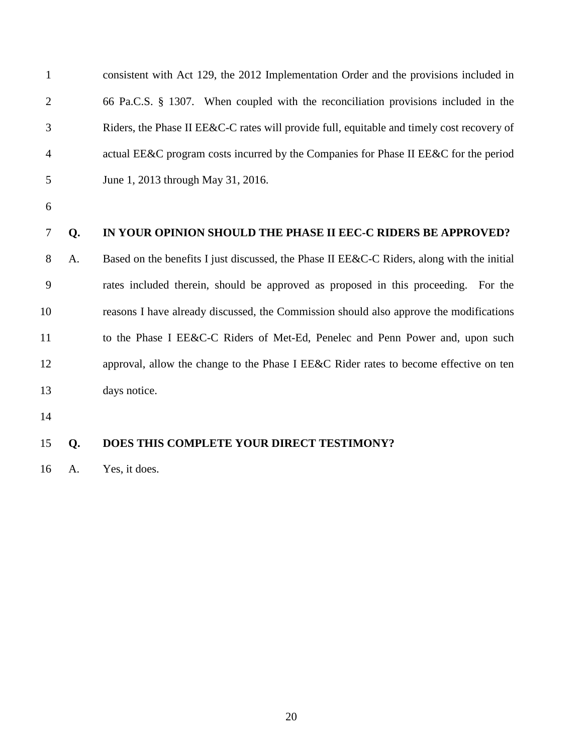consistent with Act 129, the 2012 Implementation Order and the provisions included in 66 Pa.C.S. § 1307. When coupled with the reconciliation provisions included in the Riders, the Phase II EE&C-C rates will provide full, equitable and timely cost recovery of actual EE&C program costs incurred by the Companies for Phase II EE&C for the period June 1, 2013 through May 31, 2016.

**Q. IN YOUR OPINION SHOULD THE PHASE II EEC-C RIDERS BE APPROVED?**

A. Based on the benefits I just discussed, the Phase II EE&C-C Riders, along with the initial rates included therein, should be approved as proposed in this proceeding. For the reasons I have already discussed, the Commission should also approve the modifications to the Phase I EE&C-C Riders of Met-Ed, Penelec and Penn Power and, upon such approval, allow the change to the Phase I EE&C Rider rates to become effective on ten days notice.

**Q. DOES THIS COMPLETE YOUR DIRECT TESTIMONY?**

A. Yes, it does.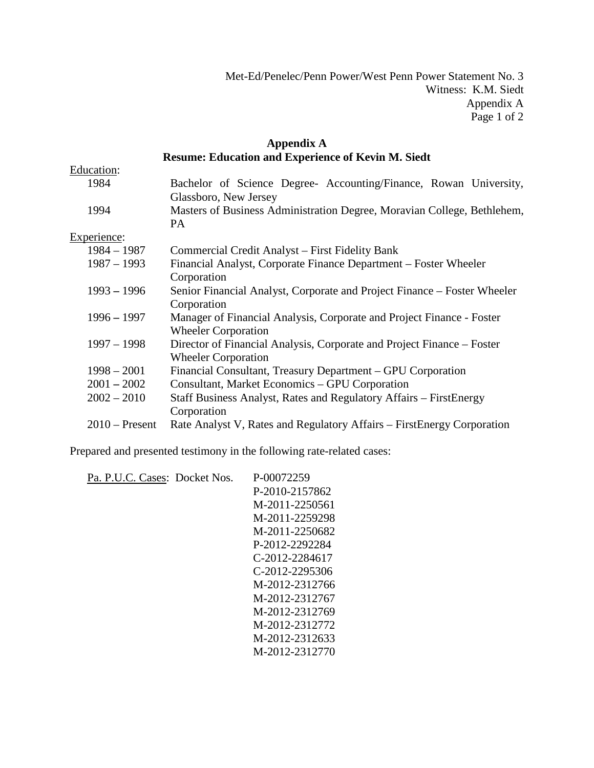Met-Ed/Penelec/Penn Power/West Penn Power Statement No. 3
Witness: K.M. Siedt
Appendix A

## Appendix A
## Resume: Education and Experience of Kevin M. Siedt

Education:

| | |
|---|---|
| 1984 | Bachelor of Science Degree- Accounting/Finance, Rowan University, Glassboro, New Jersey |
| 1994 | Masters of Business Administration Degree, Moravian College, Bethlehem, PA |

Experience:

| | |
|---|---|
| 1984 – 1987 | Commercial Credit Analyst – First Fidelity Bank |
| 1987 – 1993 | Financial Analyst, Corporate Finance Department – Foster Wheeler Corporation |
| 1993 – 1996 | Senior Financial Analyst, Corporate and Project Finance – Foster Wheeler Corporation |
| 1996 – 1997 | Manager of Financial Analysis, Corporate and Project Finance - Foster Wheeler Corporation |
| 1997 – 1998 | Director of Financial Analysis, Corporate and Project Finance – Foster Wheeler Corporation |
| 1998 – 2001 | Financial Consultant, Treasury Department – GPU Corporation |
| 2001 – 2002 | Consultant, Market Economics – GPU Corporation |
| 2002 – 2010 | Staff Business Analyst, Rates and Regulatory Affairs – FirstEnergy Corporation |
| 2010 – Present | Rate Analyst V, Rates and Regulatory Affairs – FirstEnergy Corporation |

Prepared and presented testimony in the following rate-related cases:

Pa. P.U.C. Cases: Docket Nos.

- P-00072259
- P-2010-2157862
- M-2011-2250561
- M-2011-2259298
- M-2011-2250682
- P-2012-2292284
- C-2012-2284617
- C-2012-2295306
- M-2012-2312766
- M-2012-2312767
- M-2012-2312769
- M-2012-2312772
- M-2012-2312633
- M-2012-2312770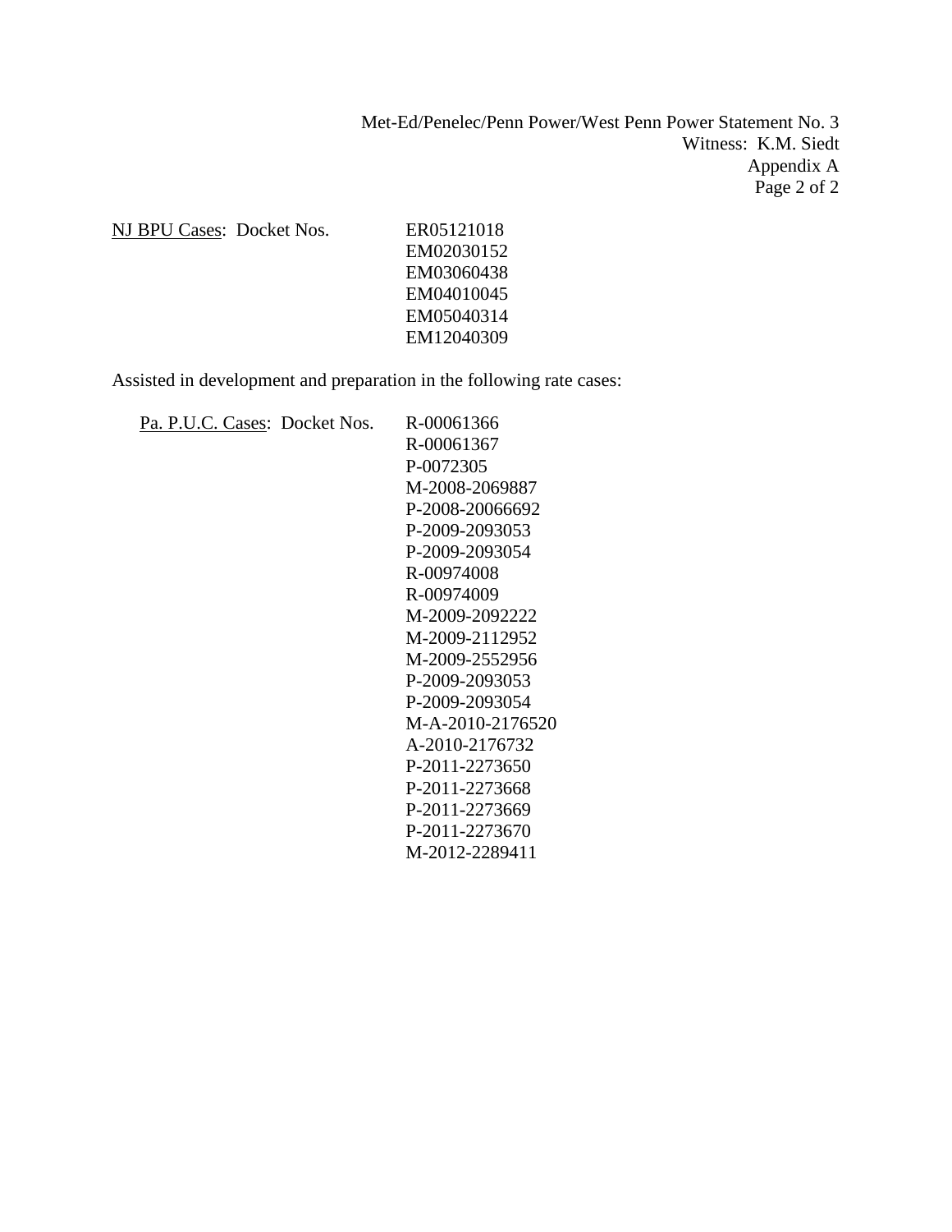NJ BPU Cases: Docket Nos.

ER05121018
EM02030152
EM03060438
EM04010045
EM05040314
EM12040309

Assisted in development and preparation in the following rate cases:

Pa. P.U.C. Cases: Docket Nos.

R-00061366
R-00061367
P-0072305
M-2008-2069887
P-2008-20066692
P-2009-2093053
P-2009-2093054
R-00974008
R-00974009
M-2009-2092222
M-2009-2112952
M-2009-2552956
P-2009-2093053
P-2009-2093054
M-A-2010-2176520
A-2010-2176732
P-2011-2273650
P-2011-2273668
P-2011-2273669
P-2011-2273670
M-2012-2289411